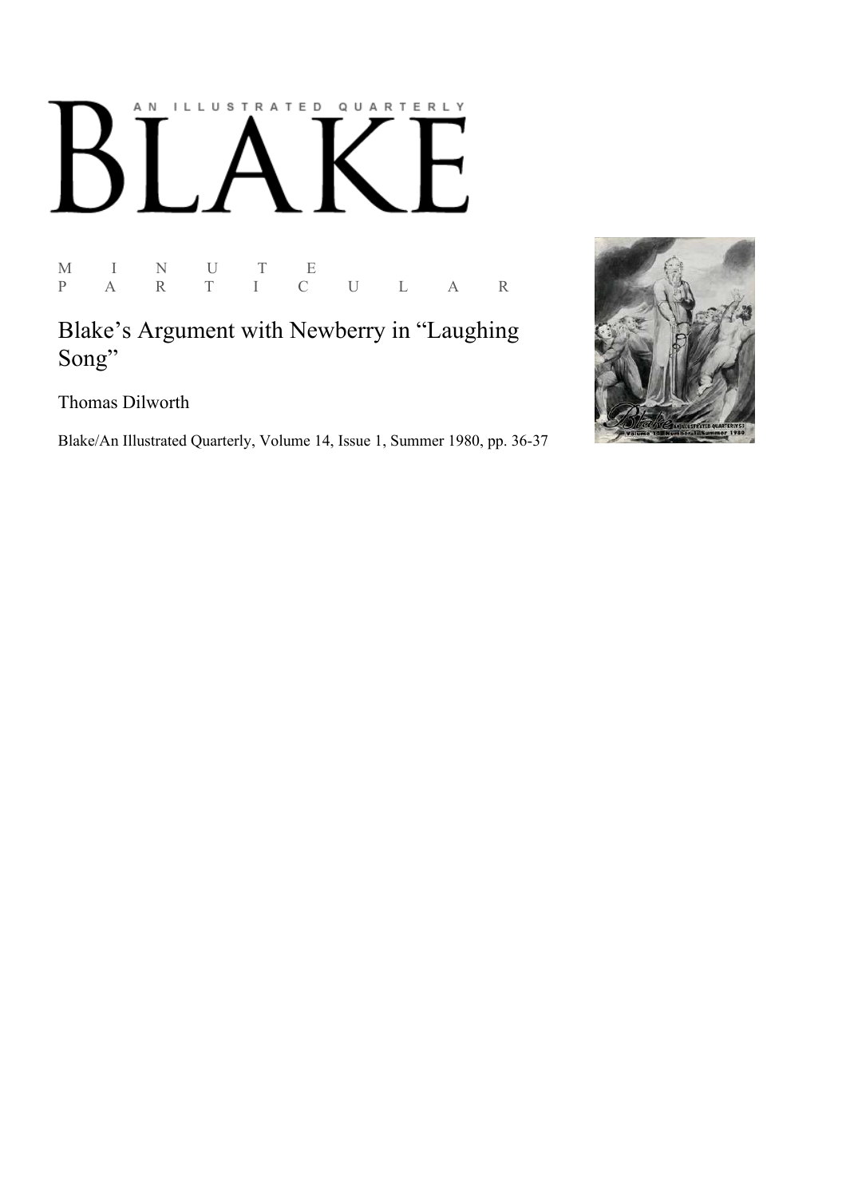AN ILLUSTRATED QUARTERLY

# BLAKE

M I N U T E P A R T I C U L A R

## Blake's Argument with Newberry in "Laughing Song"

Thomas Dilworth

Blake/An Illustrated Quarterly, Volume 14, Issue 1, Summer 1980, pp. 36-37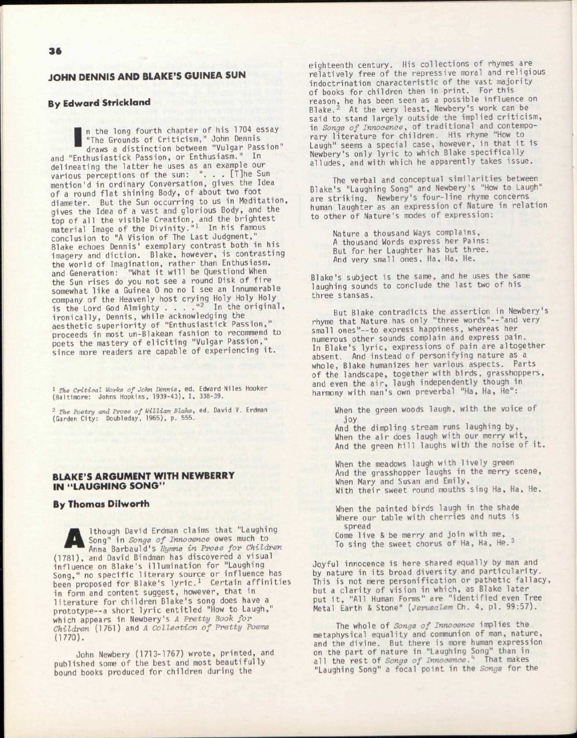## JOHN DENNIS AND BLAKE'S GUINEA SUN

### By Edward Strickland

In the long fourth chapter of his 1704 essay "The Grounds of Criticism," John Dennis draws a distinction between "Vulgar Passion" and "Enthusiastick Passion, or Enthusiasm." In delineating the latter he uses as an example our various perceptions of the sun: ". . . [T]he Sun mention'd in ordinary Conversation, gives the Idea of a round flat shining Body, of about two foot diameter. But the Sun occurring to us in Meditation, gives the Idea of a vast and glorious Body, and the top of all the visible Creation, and the brightest material Image of the Divinity."[1] In his famous conclusion to "A Vision of The Last Judgment," Blake echoes Dennis' exemplary contrast both in his imagery and diction. Blake, however, is contrasting the world of Imagination, rather than Enthusiasm, and Generation: "What it will be Questiond When the Sun rises do you not see a round Disk of fire somewhat like a Guinea O no no I see an Innumerable company of the Heavenly host crying Holy Holy Holy is the Lord God Almighty . . . ."[2] In the original, ironically, Dennis, while acknowledging the aesthetic superiority of "Enthusiastick Passion," proceeds in most un-Blakean fashion to recommend to poets the mastery of eliciting "Vulgar Passion," since more readers are capable of experiencing it.

[1] *The Critical Works of John Dennis*, ed. Edward Niles Hooker (Baltimore: Johns Hopkins, 1939-43), I, 338-39.

[2] *The Poetry and Prose of William Blake*, ed. David V. Erdman (Garden City: Doubleday, 1965), p. 555.

## BLAKE'S ARGUMENT WITH NEWBERRY IN "LAUGHING SONG"

### By Thomas Dilworth

Although David Erdman claims that "Laughing Song" in *Songs of Innocence* owes much to Anna Barbauld's *Hymns in Prose for Children* (1781), and David Bindman has discovered a visual influence on Blake's illumination for "Laughing Song," no specific literary source or influence has been proposed for Blake's lyric.[1] Certain affinities in form and content suggest, however, that in literature for children Blake's song does have a prototype--a short lyric entitled "How to Laugh," which appears in Newbery's *A Pretty Book for Children* (1761) and *A Collection of Pretty Poems* (1770).

John Newbery (1713-1767) wrote, printed, and published some of the best and most beautifully bound books produced for children during the eighteenth century. His collections of rhymes are relatively free of the repressive moral and religious indoctrination characteristic of the vast majority of books for children then in print. For this reason, he has been seen as a possible influence on Blake.[2] At the very least, Newbery's work can be said to stand largely outside the implied criticism, in *Songs of Innocence*, of traditional and contemporary literature for children. His rhyme "How to Laugh" seems a special case, however, in that it is Newbery's only lyric to which Blake specifically alludes, and with which he apparently takes issue.

The verbal and conceptual similarities between Blake's "Laughing Song" and Newbery's "How to Laugh" are striking. Newbery's four-line rhyme concerns human laughter as an expression of Nature in relation to other of Nature's modes of expression:

> Nature a thousand Ways complains,
> A thousand Words express her Pains:
> But for her Laughter has but three.
> And very small ones, Ha, Ha, He.

Blake's subject is the same, and he uses the same laughing sounds to conclude the last two of his three stansas.

But Blake contradicts the assertion in Newbery's rhyme that Nature has only "three words"--"and very small ones"--to express happiness, whereas her numerous other sounds complain and express pain. In Blake's lyric, expressions of pain are altogether absent. And instead of personifying nature as a whole, Blake humanizes her various aspects. Parts of the landscape, together with birds, grasshoppers, and even the air, laugh independently though in harmony with man's own preverbal "Ha, Ha, He":

> When the green woods laugh, with the voice of joy
> And the dimpling stream runs laughing by,
> When the air does laugh with our merry wit,
> And the green hill laughs with the noise of it.
>
> When the meadows laugh with lively green
> And the grasshopper laughs in the merry scene,
> When Mary and Susan and Emily,
> With their sweet round mouths sing Ha, Ha, He.
>
> When the painted birds laugh in the shade
> Where our table with cherries and nuts is spread
> Come live & be merry and join with me,
> To sing the sweet chorus of Ha, Ha, He.[3]

Joyful innocence is here shared equally by man and by nature in its broad diversity and particularity. This is not mere personification or pathetic fallacy, but a clarity of vision in which, as Blake later put it, "All Human Forms" are "identified even Tree Metal Earth & Stone" (*Jerusalem* Ch. 4, pl. 99:57).

The whole of *Songs of Innocence* implies the metaphysical equality and communion of man, nature, and the divine. But there is more human expression on the part of nature in "Laughing Song" than in all the rest of *Songs of Innocence*.[4] That makes "Laughing Song" a focal point in the *Songs* for the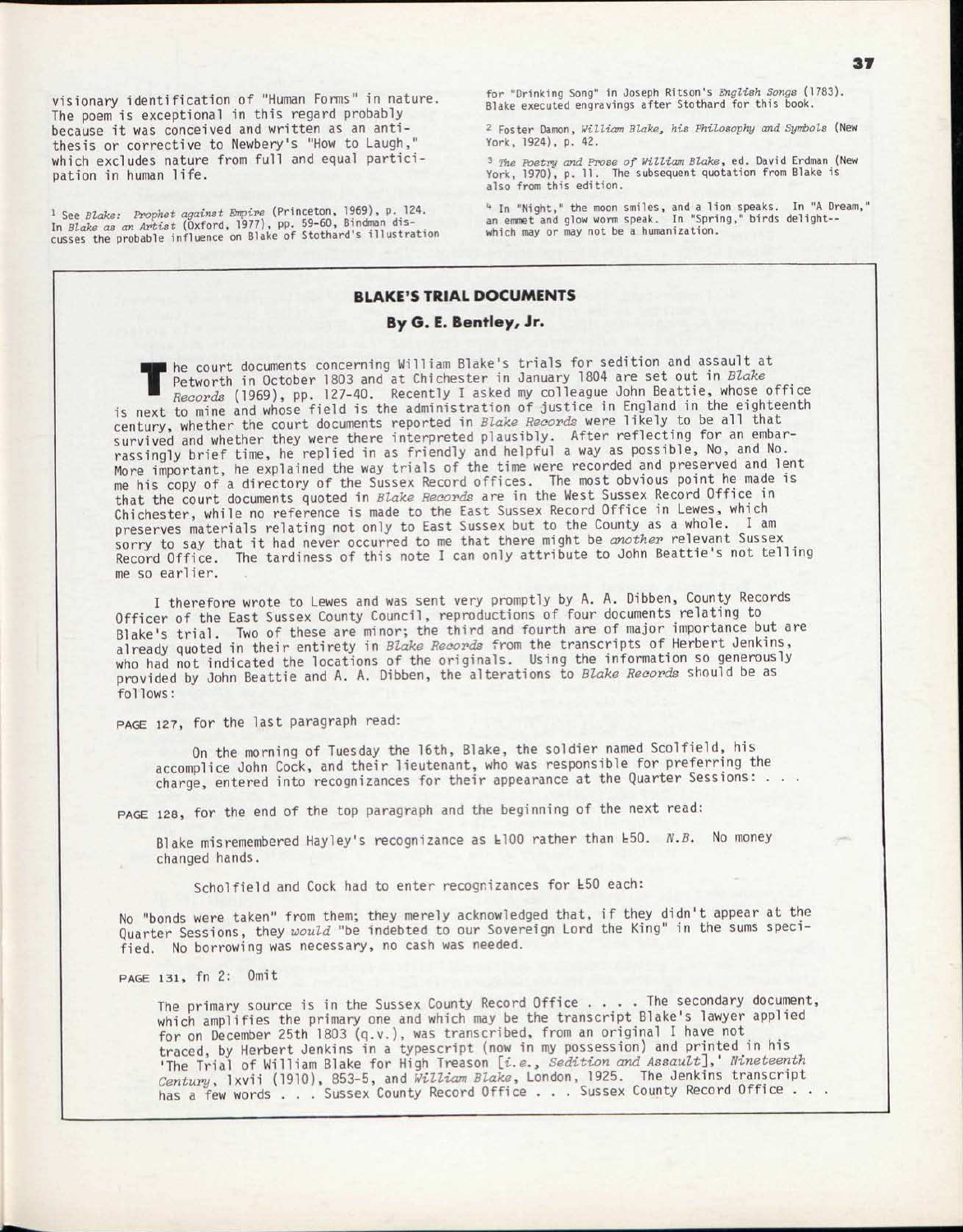visionary identification of "Human Forms" in nature. The poem is exceptional in this regard probably because it was conceived and written as an antithesis or corrective to Newbery's "How to Laugh," which excludes nature from full and equal participation in human life.

[1] See *Blake: Prophet against Empire* (Princeton, 1969), p. 124. In *Blake as an Artist* (Oxford, 1977), pp. 59-60, Bindman discusses the probable influence on Blake of Stothard's illustration for "Drinking Song" in Joseph Ritson's *English Songs* (1783). Blake executed engravings after Stothard for this book.

[2] Foster Damon, *William Blake, his Philosophy and Symbols* (New York, 1924), p. 42.

[3] *The Poetry and Prose of William Blake*, ed. David Erdman (New York, 1970), p. 11. The subsequent quotation from Blake is also from this edition.

[4] In "Night," the moon smiles, and a lion speaks. In "A Dream," an emmet and glow worm speak. In "Spring," birds delight--which may or may not be a humanization.

## BLAKE'S TRIAL DOCUMENTS

### By G. E. Bentley, Jr.

The court documents concerning William Blake's trials for sedition and assault at Petworth in October 1803 and at Chichester in January 1804 are set out in *Blake Records* (1969), pp. 127-40. Recently I asked my colleague John Beattie, whose office is next to mine and whose field is the administration of justice in England in the eighteenth century, whether the court documents reported in *Blake Records* were likely to be all that survived and whether they were there interpreted plausibly. After reflecting for an embarrassingly brief time, he replied in as friendly and helpful a way as possible, No, and No. More important, he explained the way trials of the time were recorded and preserved and lent me his copy of a directory of the Sussex Record offices. The most obvious point he made is that the court documents quoted in *Blake Records* are in the West Sussex Record Office in Chichester, while no reference is made to the East Sussex Record Office in Lewes, which preserves materials relating not only to East Sussex but to the County as a whole. I am sorry to say that it had never occurred to me that there might be *another* relevant Sussex Record Office. The tardiness of this note I can only attribute to John Beattie's not telling me so earlier.

I therefore wrote to Lewes and was sent very promptly by A. A. Dibben, County Records Officer of the East Sussex County Council, reproductions of four documents relating to Blake's trial. Two of these are minor; the third and fourth are of major importance but are already quoted in their entirety in *Blake Records* from the transcripts of Herbert Jenkins, who had not indicated the locations of the originals. Using the information so generously provided by John Beattie and A. A. Dibben, the alterations to *Blake Records* should be as follows:

PAGE 127, for the last paragraph read:

> On the morning of Tuesday the 16th, Blake, the soldier named Scolfield, his accomplice John Cock, and their lieutenant, who was responsible for preferring the charge, entered into recognizances for their appearance at the Quarter Sessions: . . .

PAGE 128, for the end of the top paragraph and the beginning of the next read:

> Blake misremembered Hayley's recognizance as Ŀ100 rather than Ŀ50. *N.B.* No money changed hands.
>
> Scholfield and Cock had to enter recognizances for Ŀ50 each:

No "bonds were taken" from them; they merely acknowledged that, if they didn't appear at the Quarter Sessions, they *would* "be indebted to our Sovereign Lord the King" in the sums specified. No borrowing was necessary, no cash was needed.

PAGE 131, fn 2: Omit

> The primary source is in the Sussex County Record Office . . . . The secondary document, which amplifies the primary one and which may be the transcript Blake's lawyer applied for on December 25th 1803 (q.v.), was transcribed, from an original I have not traced, by Herbert Jenkins in a typescript (now in my possession) and printed in his 'The Trial of William Blake for High Treason [*i.e.*, *Sedition and Assault*],' *Nineteenth Century*, lxvii (1910), 853-5, and *William Blake*, London, 1925. The Jenkins transcript has a few words . . . Sussex County Record Office . . . Sussex County Record Office . . .